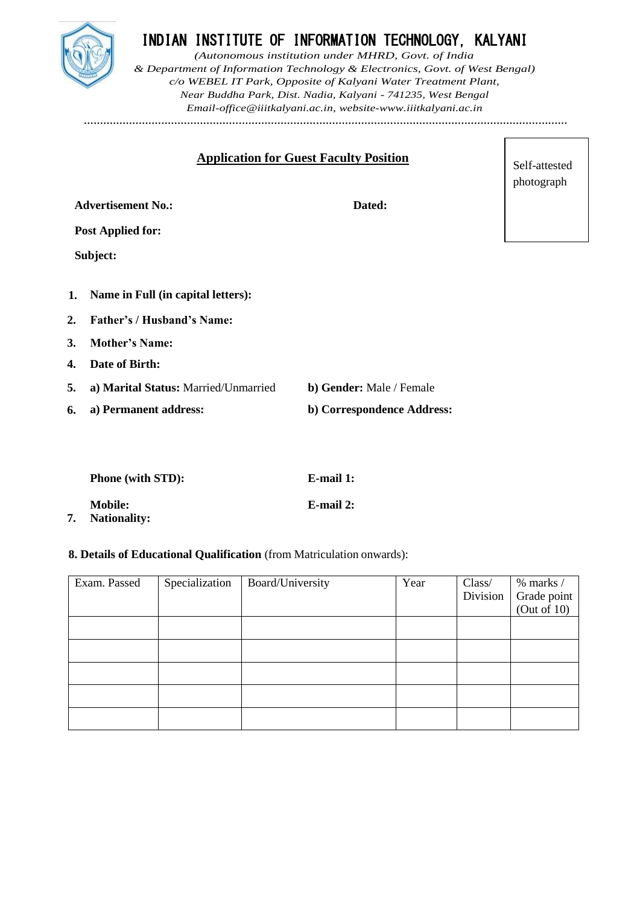# INDIAN INSTITUTE OF INFORMATION TECHNOLOGY, KALYANI

*(Autonomous institution under MHRD, Govt. of India*
*& Department of Information Technology & Electronics, Govt. of West Bengal)*
*c/o WEBEL IT Park, Opposite of Kalyani Water Treatment Plant,*
*Near Buddha Park, Dist. Nadia, Kalyani - 741235, West Bengal*
*Email-office@iiitkalyani.ac.in, website-www.iiitkalyani.ac.in*

## Application for Guest Faculty Position

Self-attested photograph

**Advertisement No.:** **Dated:**

**Post Applied for:**

**Subject:**

1. **Name in Full (in capital letters):**
2. **Father's / Husband's Name:**
3. **Mother's Name:**
4. **Date of Birth:**
5. **a) Marital Status:** Married/Unmarried **b) Gender:** Male / Female
6. **a) Permanent address:** **b) Correspondence Address:**

   **Phone (with STD):** **E-mail 1:**

   **Mobile:** **E-mail 2:**
7. **Nationality:**

**8. Details of Educational Qualification** (from Matriculation onwards):

| Exam. Passed | Specialization | Board/University | Year | Class/ Division | % marks / Grade point (Out of 10) |
|---|---|---|---|---|---|
| | | | | | |
| | | | | | |
| | | | | | |
| | | | | | |
| | | | | | |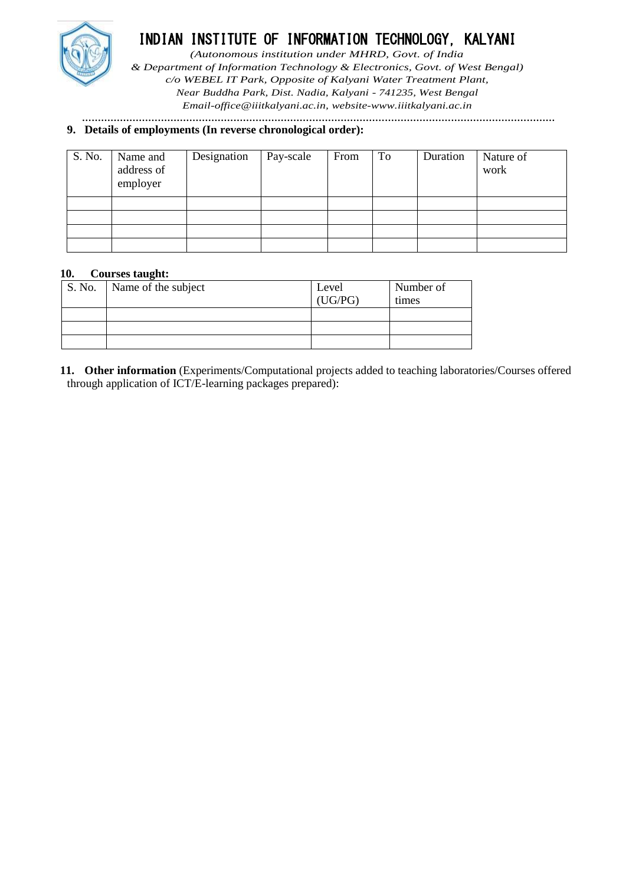# INDIAN INSTITUTE OF INFORMATION TECHNOLOGY, KALYANI

*(Autonomous institution under MHRD, Govt. of India*
*& Department of Information Technology & Electronics, Govt. of West Bengal)*
*c/o WEBEL IT Park, Opposite of Kalyani Water Treatment Plant,*
*Near Buddha Park, Dist. Nadia, Kalyani - 741235, West Bengal*
*Email-office@iiitkalyani.ac.in, website-www.iiitkalyani.ac.in*

**9. Details of employments (In reverse chronological order):**

| S. No. | Name and address of employer | Designation | Pay-scale | From | To | Duration | Nature of work |
|---|---|---|---|---|---|---|---|
| | | | | | | | |
| | | | | | | | |
| | | | | | | | |
| | | | | | | | |

**10. Courses taught:**

| S. No. | Name of the subject | Level (UG/PG) | Number of times |
|---|---|---|---|
| | | | |
| | | | |
| | | | |

**11. Other information** (Experiments/Computational projects added to teaching laboratories/Courses offered through application of ICT/E-learning packages prepared):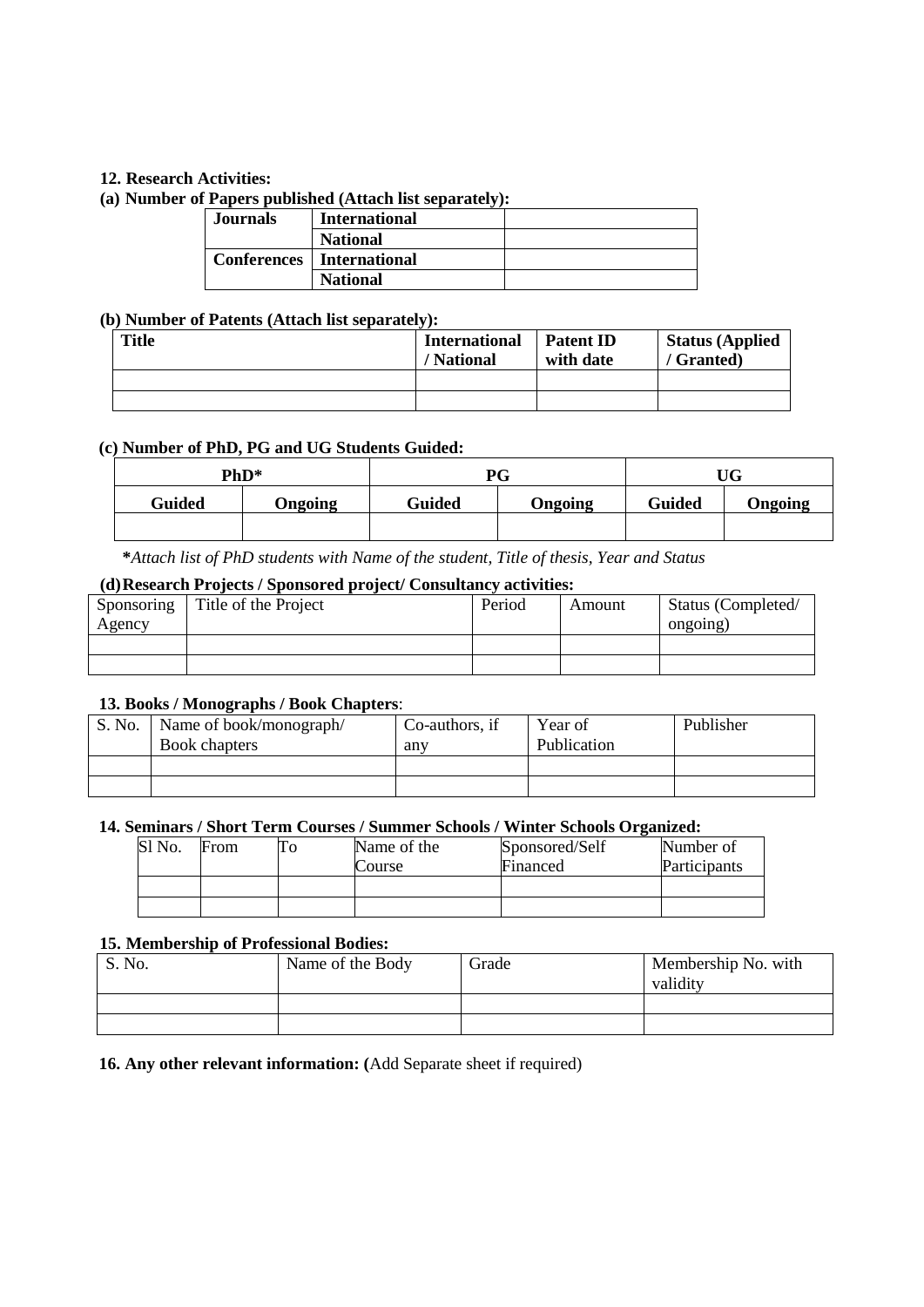**12. Research Activities:**

**(a) Number of Papers published (Attach list separately):**

| **Journals** | **International** | |
|---|---|---|
| | **National** | |
| **Conferences** | **International** | |
| | **National** | |

**(b) Number of Patents (Attach list separately):**

| **Title** | **International / National** | **Patent ID with date** | **Status (Applied / Granted)** |
|---|---|---|---|
| | | | |
| | | | |

**(c) Number of PhD, PG and UG Students Guided:**

| **PhD*** | | **PG** | | **UG** | |
|---|---|---|---|---|---|
| **Guided** | **Ongoing** | **Guided** | **Ongoing** | **Guided** | **Ongoing** |
| | | | | | |

***Attach list of PhD students with Name of the student, Title of thesis, Year and Status*

**(d) Research Projects / Sponsored project/ Consultancy activities:**

| Sponsoring Agency | Title of the Project | Period | Amount | Status (Completed/ ongoing) |
|---|---|---|---|---|
| | | | | |
| | | | | |

**13. Books / Monographs / Book Chapters**:

| S. No. | Name of book/monograph/ Book chapters | Co-authors, if any | Year of Publication | Publisher |
|---|---|---|---|---|
| | | | | |
| | | | | |

**14. Seminars / Short Term Courses / Summer Schools / Winter Schools Organized:**

| Sl No. | From | To | Name of the Course | Sponsored/Self Financed | Number of Participants |
|---|---|---|---|---|---|
| | | | | | |
| | | | | | |

**15. Membership of Professional Bodies:**

| S. No. | Name of the Body | Grade | Membership No. with validity |
|---|---|---|---|
| | | | |
| | | | |

**16. Any other relevant information: (**Add Separate sheet if required)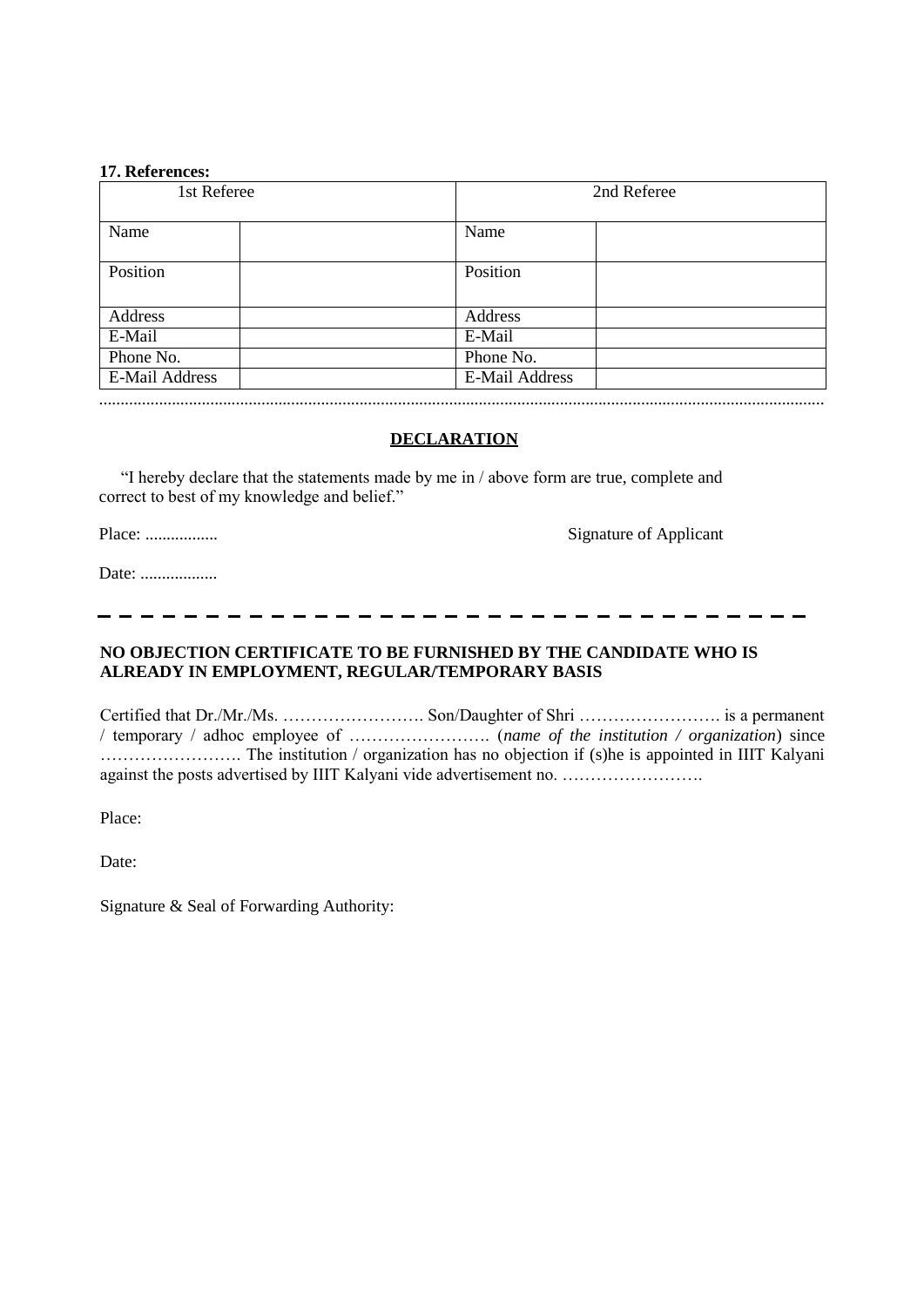**17. References:**

| 1st Referee | | 2nd Referee | |
|---|---|---|---|
| Name | | Name | |
| Position | | Position | |
| Address | | Address | |
| E-Mail | | E-Mail | |
| Phone No. | | Phone No. | |
| E-Mail Address | | E-Mail Address | |

.......................................................................................................................................................................

## DECLARATION

"I hereby declare that the statements made by me in / above form are true, complete and correct to best of my knowledge and belief."

Place: .................                                                                                    Signature of Applicant

Date: ..................

---

**NO OBJECTION CERTIFICATE TO BE FURNISHED BY THE CANDIDATE WHO IS ALREADY IN EMPLOYMENT, REGULAR/TEMPORARY BASIS**

Certified that Dr./Mr./Ms. ……………………. Son/Daughter of Shri ……………………. is a permanent / temporary / adhoc employee of ……………………. (*name of the institution / organization*) since ……………………. The institution / organization has no objection if (s)he is appointed in IIIT Kalyani against the posts advertised by IIIT Kalyani vide advertisement no. …………………….

Place:

Date:

Signature & Seal of Forwarding Authority: